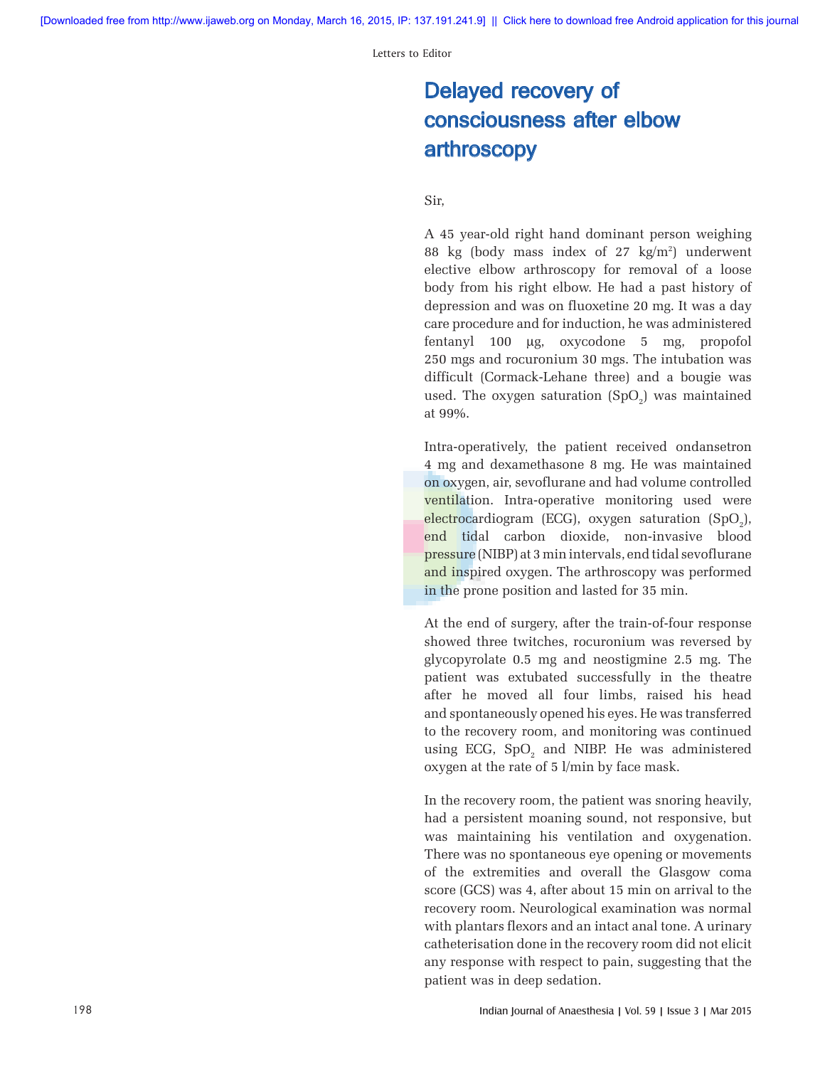Letters to Editor

# Delayed recovery of consciousness after elbow arthroscopy

Sir,

A 45 year-old right hand dominant person weighing 88 kg (body mass index of 27 kg/m$^2$) underwent elective elbow arthroscopy for removal of a loose body from his right elbow. He had a past history of depression and was on fluoxetine 20 mg. It was a day care procedure and for induction, he was administered fentanyl 100 µg, oxycodone 5 mg, propofol 250 mgs and rocuronium 30 mgs. The intubation was difficult (Cormack-Lehane three) and a bougie was used. The oxygen saturation ($SpO_2$) was maintained at 99%.

Intra-operatively, the patient received ondansetron 4 mg and dexamethasone 8 mg. He was maintained on oxygen, air, sevoflurane and had volume controlled ventilation. Intra-operative monitoring used were electrocardiogram (ECG), oxygen saturation ($SpO_2$), end tidal carbon dioxide, non-invasive blood pressure (NIBP) at 3 min intervals, end tidal sevoflurane and inspired oxygen. The arthroscopy was performed in the prone position and lasted for 35 min.

At the end of surgery, after the train-of-four response showed three twitches, rocuronium was reversed by glycopyrolate 0.5 mg and neostigmine 2.5 mg. The patient was extubated successfully in the theatre after he moved all four limbs, raised his head and spontaneously opened his eyes. He was transferred to the recovery room, and monitoring was continued using ECG, $SpO_2$ and NIBP. He was administered oxygen at the rate of 5 l/min by face mask.

In the recovery room, the patient was snoring heavily, had a persistent moaning sound, not responsive, but was maintaining his ventilation and oxygenation. There was no spontaneous eye opening or movements of the extremities and overall the Glasgow coma score (GCS) was 4, after about 15 min on arrival to the recovery room. Neurological examination was normal with plantars flexors and an intact anal tone. A urinary catheterisation done in the recovery room did not elicit any response with respect to pain, suggesting that the patient was in deep sedation.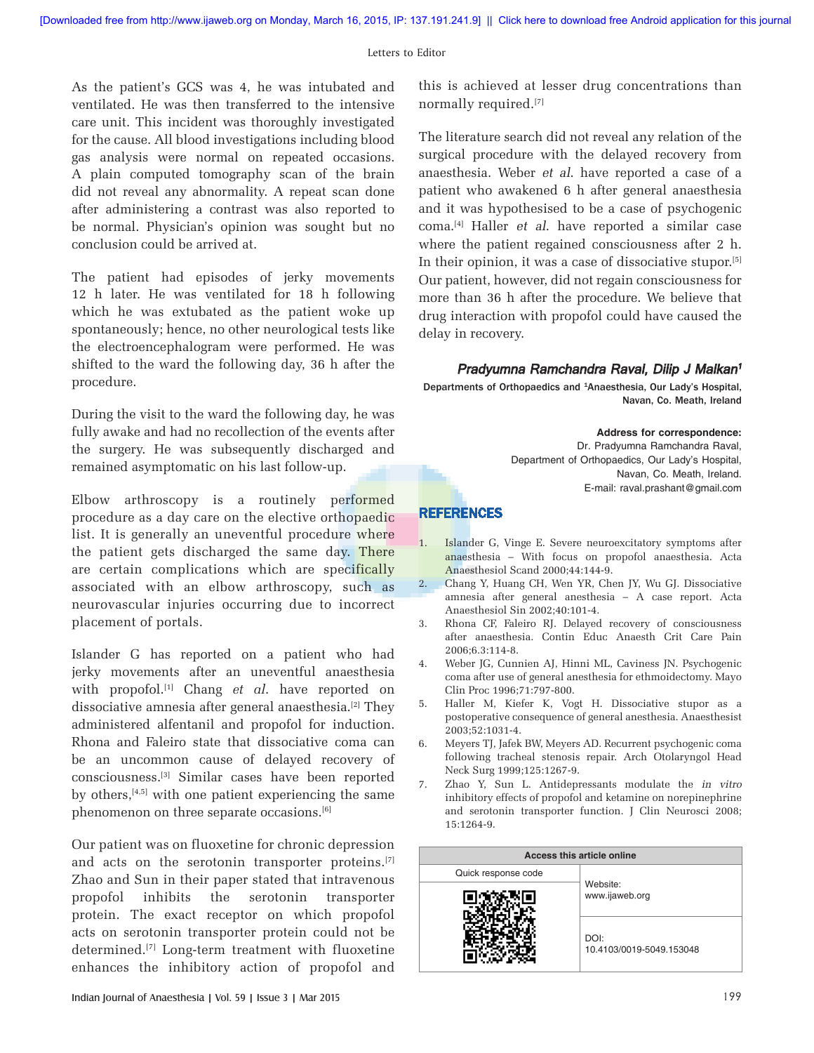As the patient's GCS was 4, he was intubated and ventilated. He was then transferred to the intensive care unit. This incident was thoroughly investigated for the cause. All blood investigations including blood gas analysis were normal on repeated occasions. A plain computed tomography scan of the brain did not reveal any abnormality. A repeat scan done after administering a contrast was also reported to be normal. Physician's opinion was sought but no conclusion could be arrived at.

The patient had episodes of jerky movements 12 h later. He was ventilated for 18 h following which he was extubated as the patient woke up spontaneously; hence, no other neurological tests like the electroencephalogram were performed. He was shifted to the ward the following day, 36 h after the procedure.

During the visit to the ward the following day, he was fully awake and had no recollection of the events after the surgery. He was subsequently discharged and remained asymptomatic on his last follow-up.

Elbow arthroscopy is a routinely performed procedure as a day care on the elective orthopaedic list. It is generally an uneventful procedure where the patient gets discharged the same day. There are certain complications which are specifically associated with an elbow arthroscopy, such as neurovascular injuries occurring due to incorrect placement of portals.

Islander G has reported on a patient who had jerky movements after an uneventful anaesthesia with propofol.[1] Chang *et al*. have reported on dissociative amnesia after general anaesthesia.[2] They administered alfentanil and propofol for induction. Rhona and Faleiro state that dissociative coma can be an uncommon cause of delayed recovery of consciousness.[3] Similar cases have been reported by others,[4,5] with one patient experiencing the same phenomenon on three separate occasions.[6]

Our patient was on fluoxetine for chronic depression and acts on the serotonin transporter proteins.[7] Zhao and Sun in their paper stated that intravenous propofol inhibits the serotonin transporter protein. The exact receptor on which propofol acts on serotonin transporter protein could not be determined.[7] Long-term treatment with fluoxetine enhances the inhibitory action of propofol and this is achieved at lesser drug concentrations than normally required.[7]

The literature search did not reveal any relation of the surgical procedure with the delayed recovery from anaesthesia. Weber *et al*. have reported a case of a patient who awakened 6 h after general anaesthesia and it was hypothesised to be a case of psychogenic coma.[4] Haller *et al*. have reported a similar case where the patient regained consciousness after 2 h. In their opinion, it was a case of dissociative stupor.[5] Our patient, however, did not regain consciousness for more than 36 h after the procedure. We believe that drug interaction with propofol could have caused the delay in recovery.

***Pradyumna Ramchandra Raval, Dilip J Malkan[1]***

**Departments of Orthopaedics and [1]Anaesthesia, Our Lady's Hospital, Navan, Co. Meath, Ireland**

**Address for correspondence:**
Dr. Pradyumna Ramchandra Raval,
Department of Orthopaedics, Our Lady's Hospital,
Navan, Co. Meath, Ireland.
E-mail: raval.prashant@gmail.com

## REFERENCES

1. Islander G, Vinge E. Severe neuroexcitatory symptoms after anaesthesia – With focus on propofol anaesthesia. Acta Anaesthesiol Scand 2000;44:144-9.
2. Chang Y, Huang CH, Wen YR, Chen JY, Wu GJ. Dissociative amnesia after general anesthesia – A case report. Acta Anaesthesiol Sin 2002;40:101-4.
3. Rhona CF, Faleiro RJ. Delayed recovery of consciousness after anaesthesia. Contin Educ Anaesth Crit Care Pain 2006;6.3:114-8.
4. Weber JG, Cunnien AJ, Hinni ML, Caviness JN. Psychogenic coma after use of general anesthesia for ethmoidectomy. Mayo Clin Proc 1996;71:797-800.
5. Haller M, Kiefer K, Vogt H. Dissociative stupor as a postoperative consequence of general anesthesia. Anaesthesist 2003;52:1031-4.
6. Meyers TJ, Jafek BW, Meyers AD. Recurrent psychogenic coma following tracheal stenosis repair. Arch Otolaryngol Head Neck Surg 1999;125:1267-9.
7. Zhao Y, Sun L. Antidepressants modulate the *in vitro* inhibitory effects of propofol and ketamine on norepinephrine and serotonin transporter function. J Clin Neurosci 2008; 15:1264-9.

| Access this article online | |
|---|---|
| Quick response code | Website: www.ijaweb.org |
| | DOI: 10.4103/0019-5049.153048 |